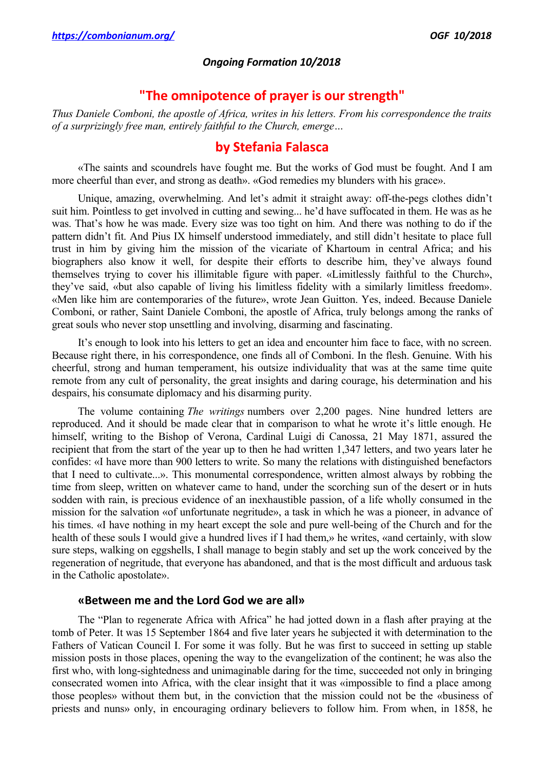*Ongoing Formation 10/2018*

# "The omnipotence of prayer is our strength"

*Thus Daniele Comboni, the apostle of Africa, writes in his letters. From his correspondence the traits of a surprizingly free man, entirely faithful to the Church, emerge…*

## by Stefania Falasca

«The saints and scoundrels have fought me. But the works of God must be fought. And I am more cheerful than ever, and strong as death». «God remedies my blunders with his grace».

Unique, amazing, overwhelming. And let's admit it straight away: off-the-pegs clothes didn't suit him. Pointless to get involved in cutting and sewing... he'd have suffocated in them. He was as he was. That's how he was made. Every size was too tight on him. And there was nothing to do if the pattern didn't fit. And Pius IX himself understood immediately, and still didn't hesitate to place full trust in him by giving him the mission of the vicariate of Khartoum in central Africa; and his biographers also know it well, for despite their efforts to describe him, they've always found themselves trying to cover his illimitable figure with paper. «Limitlessly faithful to the Church», they've said, «but also capable of living his limitless fidelity with a similarly limitless freedom». «Men like him are contemporaries of the future», wrote Jean Guitton. Yes, indeed. Because Daniele Comboni, or rather, Saint Daniele Comboni, the apostle of Africa, truly belongs among the ranks of great souls who never stop unsettling and involving, disarming and fascinating.

It's enough to look into his letters to get an idea and encounter him face to face, with no screen. Because right there, in his correspondence, one finds all of Comboni. In the flesh. Genuine. With his cheerful, strong and human temperament, his outsize individuality that was at the same time quite remote from any cult of personality, the great insights and daring courage, his determination and his despairs, his consumate diplomacy and his disarming purity.

The volume containing *The writings* numbers over 2,200 pages. Nine hundred letters are reproduced. And it should be made clear that in comparison to what he wrote it's little enough. He himself, writing to the Bishop of Verona, Cardinal Luigi di Canossa, 21 May 1871, assured the recipient that from the start of the year up to then he had written 1,347 letters, and two years later he confides: «I have more than 900 letters to write. So many the relations with distinguished benefactors that I need to cultivate...». This monumental correspondence, written almost always by robbing the time from sleep, written on whatever came to hand, under the scorching sun of the desert or in huts sodden with rain, is precious evidence of an inexhaustible passion, of a life wholly consumed in the mission for the salvation «of unfortunate negritude», a task in which he was a pioneer, in advance of his times. «I have nothing in my heart except the sole and pure well-being of the Church and for the health of these souls I would give a hundred lives if I had them,» he writes, «and certainly, with slow sure steps, walking on eggshells, I shall manage to begin stably and set up the work conceived by the regeneration of negritude, that everyone has abandoned, and that is the most difficult and arduous task in the Catholic apostolate».

### «Between me and the Lord God we are all»

The "Plan to regenerate Africa with Africa" he had jotted down in a flash after praying at the tomb of Peter. It was 15 September 1864 and five later years he subjected it with determination to the Fathers of Vatican Council I. For some it was folly. But he was first to succeed in setting up stable mission posts in those places, opening the way to the evangelization of the continent; he was also the first who, with long-sightedness and unimaginable daring for the time, succeeded not only in bringing consecrated women into Africa, with the clear insight that it was «impossible to find a place among those peoples» without them but, in the conviction that the mission could not be the «business of priests and nuns» only, in encouraging ordinary believers to follow him. From when, in 1858, he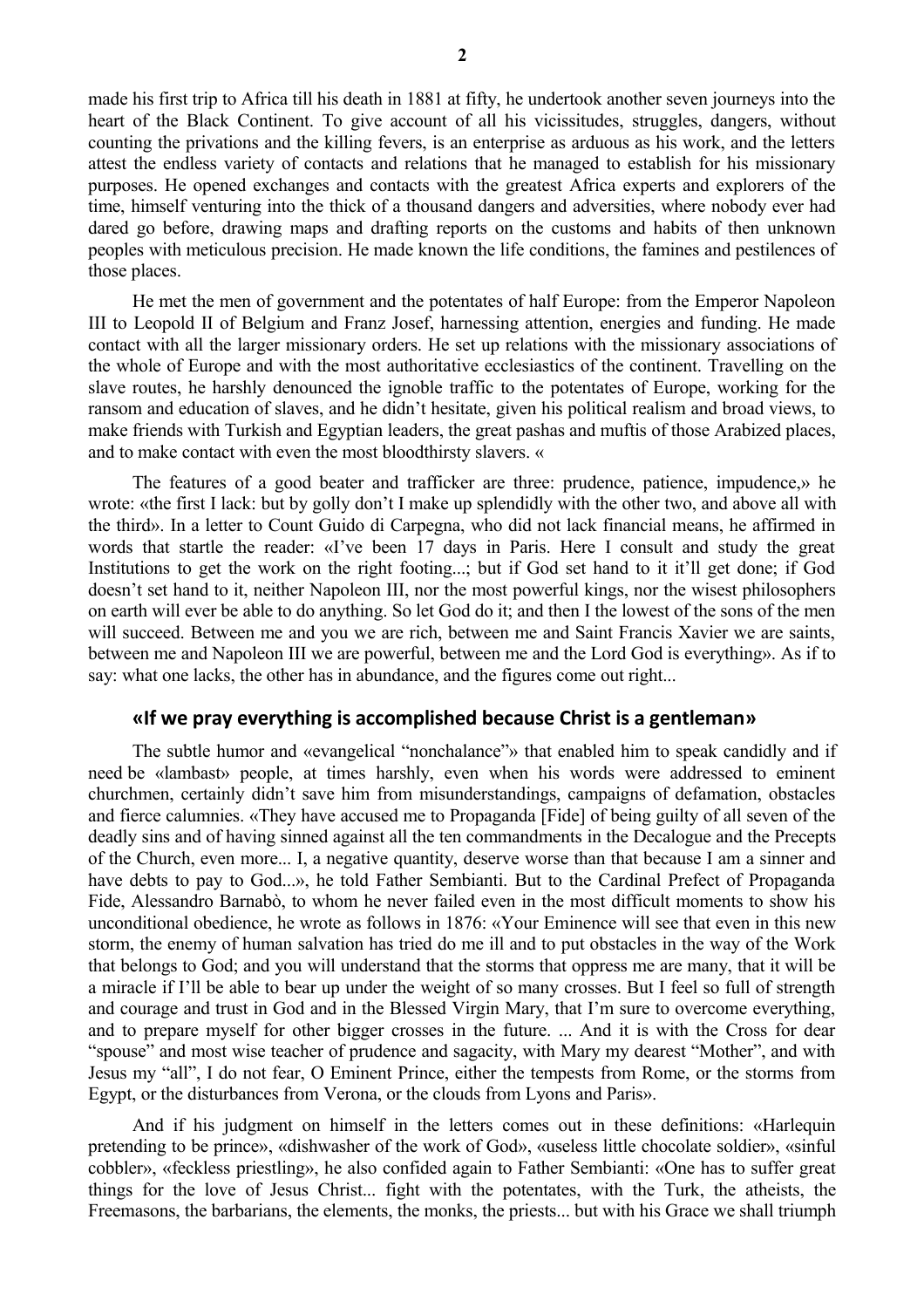made his first trip to Africa till his death in 1881 at fifty, he undertook another seven journeys into the heart of the Black Continent. To give account of all his vicissitudes, struggles, dangers, without counting the privations and the killing fevers, is an enterprise as arduous as his work, and the letters attest the endless variety of contacts and relations that he managed to establish for his missionary purposes. He opened exchanges and contacts with the greatest Africa experts and explorers of the time, himself venturing into the thick of a thousand dangers and adversities, where nobody ever had dared go before, drawing maps and drafting reports on the customs and habits of then unknown peoples with meticulous precision. He made known the life conditions, the famines and pestilences of those places.

He met the men of government and the potentates of half Europe: from the Emperor Napoleon III to Leopold II of Belgium and Franz Josef, harnessing attention, energies and funding. He made contact with all the larger missionary orders. He set up relations with the missionary associations of the whole of Europe and with the most authoritative ecclesiastics of the continent. Travelling on the slave routes, he harshly denounced the ignoble traffic to the potentates of Europe, working for the ransom and education of slaves, and he didn't hesitate, given his political realism and broad views, to make friends with Turkish and Egyptian leaders, the great pashas and muftis of those Arabized places, and to make contact with even the most bloodthirsty slavers. «

The features of a good beater and trafficker are three: prudence, patience, impudence,» he wrote: «the first I lack: but by golly don't I make up splendidly with the other two, and above all with the third». In a letter to Count Guido di Carpegna, who did not lack financial means, he affirmed in words that startle the reader: «I've been 17 days in Paris. Here I consult and study the great Institutions to get the work on the right footing...; but if God set hand to it it'll get done; if God doesn't set hand to it, neither Napoleon III, nor the most powerful kings, nor the wisest philosophers on earth will ever be able to do anything. So let God do it; and then I the lowest of the sons of the men will succeed. Between me and you we are rich, between me and Saint Francis Xavier we are saints, between me and Napoleon III we are powerful, between me and the Lord God is everything». As if to say: what one lacks, the other has in abundance, and the figures come out right...

## «If we pray everything is accomplished because Christ is a gentleman»

The subtle humor and «evangelical "nonchalance"» that enabled him to speak candidly and if need be «lambast» people, at times harshly, even when his words were addressed to eminent churchmen, certainly didn't save him from misunderstandings, campaigns of defamation, obstacles and fierce calumnies. «They have accused me to Propaganda [Fide] of being guilty of all seven of the deadly sins and of having sinned against all the ten commandments in the Decalogue and the Precepts of the Church, even more... I, a negative quantity, deserve worse than that because I am a sinner and have debts to pay to God...», he told Father Sembianti. But to the Cardinal Prefect of Propaganda Fide, Alessandro Barnabò, to whom he never failed even in the most difficult moments to show his unconditional obedience, he wrote as follows in 1876: «Your Eminence will see that even in this new storm, the enemy of human salvation has tried do me ill and to put obstacles in the way of the Work that belongs to God; and you will understand that the storms that oppress me are many, that it will be a miracle if I'll be able to bear up under the weight of so many crosses. But I feel so full of strength and courage and trust in God and in the Blessed Virgin Mary, that I'm sure to overcome everything, and to prepare myself for other bigger crosses in the future. ... And it is with the Cross for dear "spouse" and most wise teacher of prudence and sagacity, with Mary my dearest "Mother", and with Jesus my "all", I do not fear, O Eminent Prince, either the tempests from Rome, or the storms from Egypt, or the disturbances from Verona, or the clouds from Lyons and Paris».

And if his judgment on himself in the letters comes out in these definitions: «Harlequin pretending to be prince», «dishwasher of the work of God», «useless little chocolate soldier», «sinful cobbler», «feckless priestling», he also confided again to Father Sembianti: «One has to suffer great things for the love of Jesus Christ... fight with the potentates, with the Turk, the atheists, the Freemasons, the barbarians, the elements, the monks, the priests... but with his Grace we shall triumph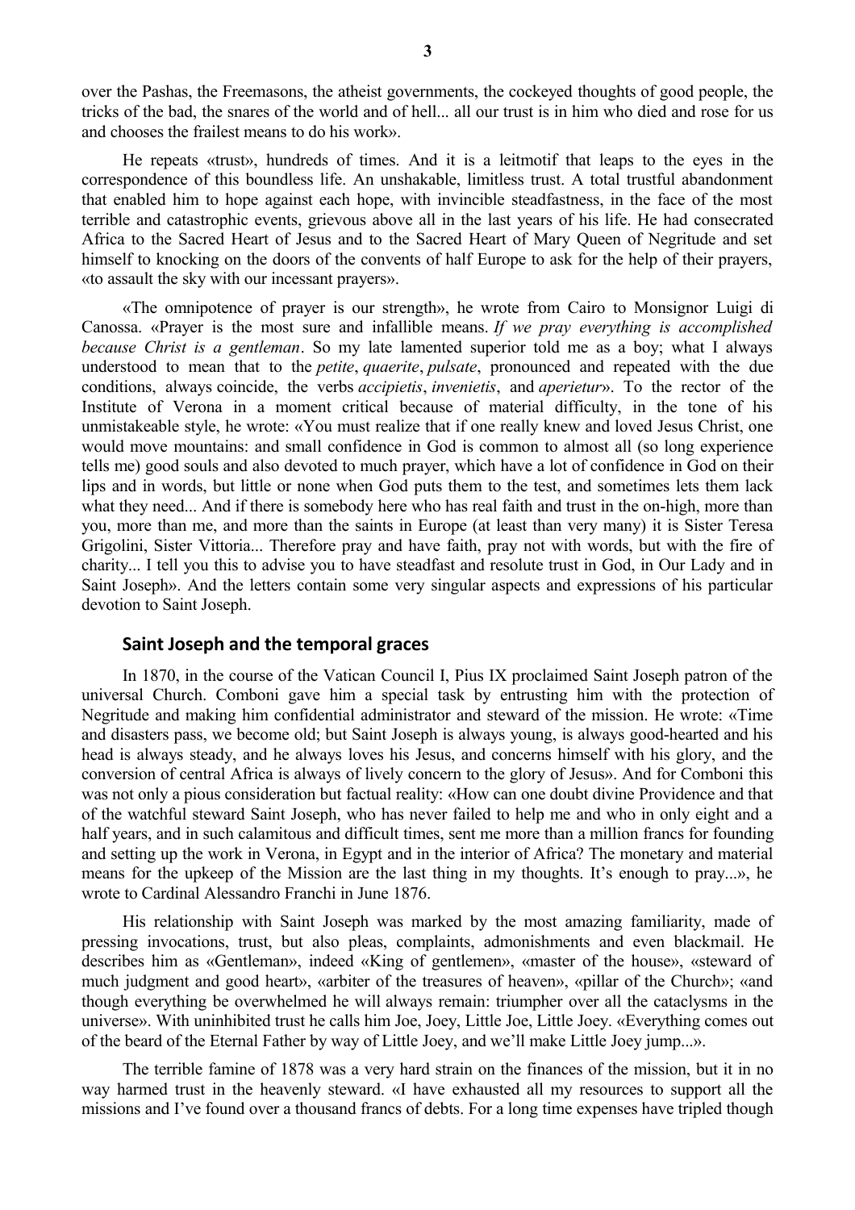over the Pashas, the Freemasons, the atheist governments, the cockeyed thoughts of good people, the tricks of the bad, the snares of the world and of hell... all our trust is in him who died and rose for us and chooses the frailest means to do his work».

He repeats «trust», hundreds of times. And it is a leitmotif that leaps to the eyes in the correspondence of this boundless life. An unshakable, limitless trust. A total trustful abandonment that enabled him to hope against each hope, with invincible steadfastness, in the face of the most terrible and catastrophic events, grievous above all in the last years of his life. He had consecrated Africa to the Sacred Heart of Jesus and to the Sacred Heart of Mary Queen of Negritude and set himself to knocking on the doors of the convents of half Europe to ask for the help of their prayers, «to assault the sky with our incessant prayers».

«The omnipotence of prayer is our strength», he wrote from Cairo to Monsignor Luigi di Canossa. «Prayer is the most sure and infallible means. *If we pray everything is accomplished because Christ is a gentleman*. So my late lamented superior told me as a boy; what I always understood to mean that to the *petite*, *quaerite*, *pulsate*, pronounced and repeated with the due conditions, always coincide, the verbs *accipietis*, *invenietis*, and *aperietur*». To the rector of the Institute of Verona in a moment critical because of material difficulty, in the tone of his unmistakeable style, he wrote: «You must realize that if one really knew and loved Jesus Christ, one would move mountains: and small confidence in God is common to almost all (so long experience tells me) good souls and also devoted to much prayer, which have a lot of confidence in God on their lips and in words, but little or none when God puts them to the test, and sometimes lets them lack what they need... And if there is somebody here who has real faith and trust in the on-high, more than you, more than me, and more than the saints in Europe (at least than very many) it is Sister Teresa Grigolini, Sister Vittoria... Therefore pray and have faith, pray not with words, but with the fire of charity... I tell you this to advise you to have steadfast and resolute trust in God, in Our Lady and in Saint Joseph». And the letters contain some very singular aspects and expressions of his particular devotion to Saint Joseph.

## Saint Joseph and the temporal graces

In 1870, in the course of the Vatican Council I, Pius IX proclaimed Saint Joseph patron of the universal Church. Comboni gave him a special task by entrusting him with the protection of Negritude and making him confidential administrator and steward of the mission. He wrote: «Time and disasters pass, we become old; but Saint Joseph is always young, is always good-hearted and his head is always steady, and he always loves his Jesus, and concerns himself with his glory, and the conversion of central Africa is always of lively concern to the glory of Jesus». And for Comboni this was not only a pious consideration but factual reality: «How can one doubt divine Providence and that of the watchful steward Saint Joseph, who has never failed to help me and who in only eight and a half years, and in such calamitous and difficult times, sent me more than a million francs for founding and setting up the work in Verona, in Egypt and in the interior of Africa? The monetary and material means for the upkeep of the Mission are the last thing in my thoughts. It's enough to pray...», he wrote to Cardinal Alessandro Franchi in June 1876.

His relationship with Saint Joseph was marked by the most amazing familiarity, made of pressing invocations, trust, but also pleas, complaints, admonishments and even blackmail. He describes him as «Gentleman», indeed «King of gentlemen», «master of the house», «steward of much judgment and good heart», «arbiter of the treasures of heaven», «pillar of the Church»; «and though everything be overwhelmed he will always remain: triumpher over all the cataclysms in the universe». With uninhibited trust he calls him Joe, Joey, Little Joe, Little Joey. «Everything comes out of the beard of the Eternal Father by way of Little Joey, and we'll make Little Joey jump...».

The terrible famine of 1878 was a very hard strain on the finances of the mission, but it in no way harmed trust in the heavenly steward. «I have exhausted all my resources to support all the missions and I've found over a thousand francs of debts. For a long time expenses have tripled though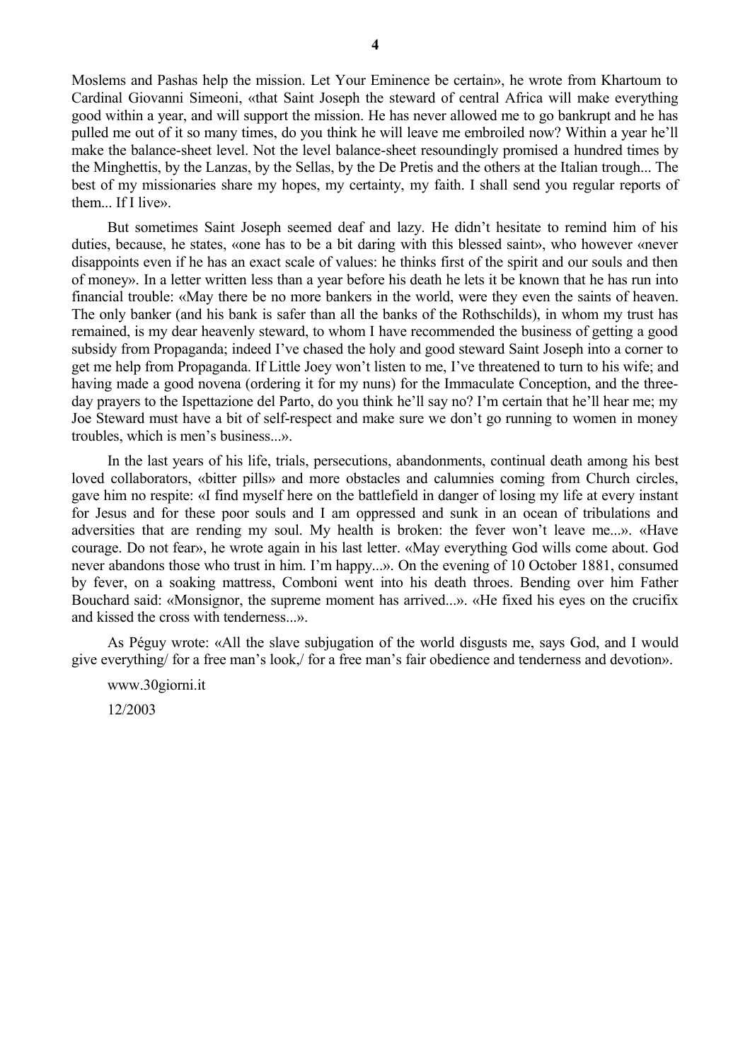Moslems and Pashas help the mission. Let Your Eminence be certain», he wrote from Khartoum to Cardinal Giovanni Simeoni, «that Saint Joseph the steward of central Africa will make everything good within a year, and will support the mission. He has never allowed me to go bankrupt and he has pulled me out of it so many times, do you think he will leave me embroiled now? Within a year he'll make the balance-sheet level. Not the level balance-sheet resoundingly promised a hundred times by the Minghettis, by the Lanzas, by the Sellas, by the De Pretis and the others at the Italian trough... The best of my missionaries share my hopes, my certainty, my faith. I shall send you regular reports of them... If I live».

But sometimes Saint Joseph seemed deaf and lazy. He didn't hesitate to remind him of his duties, because, he states, «one has to be a bit daring with this blessed saint», who however «never disappoints even if he has an exact scale of values: he thinks first of the spirit and our souls and then of money». In a letter written less than a year before his death he lets it be known that he has run into financial trouble: «May there be no more bankers in the world, were they even the saints of heaven. The only banker (and his bank is safer than all the banks of the Rothschilds), in whom my trust has remained, is my dear heavenly steward, to whom I have recommended the business of getting a good subsidy from Propaganda; indeed I've chased the holy and good steward Saint Joseph into a corner to get me help from Propaganda. If Little Joey won't listen to me, I've threatened to turn to his wife; and having made a good novena (ordering it for my nuns) for the Immaculate Conception, and the three-day prayers to the Ispettazione del Parto, do you think he'll say no? I'm certain that he'll hear me; my Joe Steward must have a bit of self-respect and make sure we don't go running to women in money troubles, which is men's business...».

In the last years of his life, trials, persecutions, abandonments, continual death among his best loved collaborators, «bitter pills» and more obstacles and calumnies coming from Church circles, gave him no respite: «I find myself here on the battlefield in danger of losing my life at every instant for Jesus and for these poor souls and I am oppressed and sunk in an ocean of tribulations and adversities that are rending my soul. My health is broken: the fever won't leave me...». «Have courage. Do not fear», he wrote again in his last letter. «May everything God wills come about. God never abandons those who trust in him. I'm happy...». On the evening of 10 October 1881, consumed by fever, on a soaking mattress, Comboni went into his death throes. Bending over him Father Bouchard said: «Monsignor, the supreme moment has arrived...». «He fixed his eyes on the crucifix and kissed the cross with tenderness...».

As Péguy wrote: «All the slave subjugation of the world disgusts me, says God, and I would give everything/ for a free man's look,/ for a free man's fair obedience and tenderness and devotion».

www.30giorni.it

12/2003